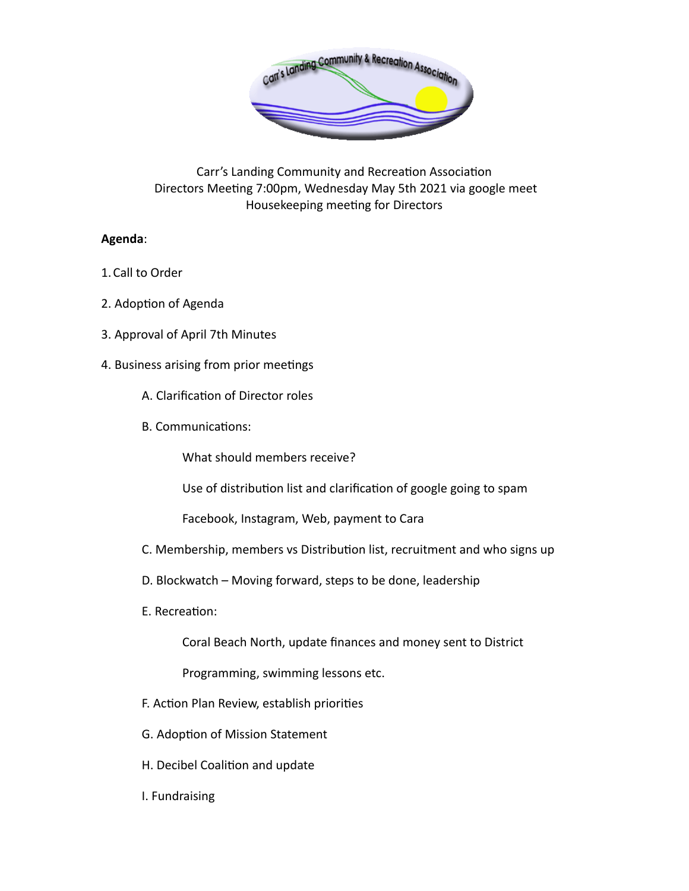Carr's Landing Community and Recreation Association
Directors Meeting 7:00pm, Wednesday May 5th 2021 via google meet
Housekeeping meeting for Directors

**Agenda**:

1. Call to Order

2. Adoption of Agenda

3. Approval of April 7th Minutes

4. Business arising from prior meetings

   A. Clarification of Director roles

   B. Communications:

      What should members receive?

      Use of distribution list and clarification of google going to spam

      Facebook, Instagram, Web, payment to Cara

   C. Membership, members vs Distribution list, recruitment and who signs up

   D. Blockwatch – Moving forward, steps to be done, leadership

   E. Recreation:

      Coral Beach North, update finances and money sent to District

      Programming, swimming lessons etc.

   F. Action Plan Review, establish priorities

   G. Adoption of Mission Statement

   H. Decibel Coalition and update

   I. Fundraising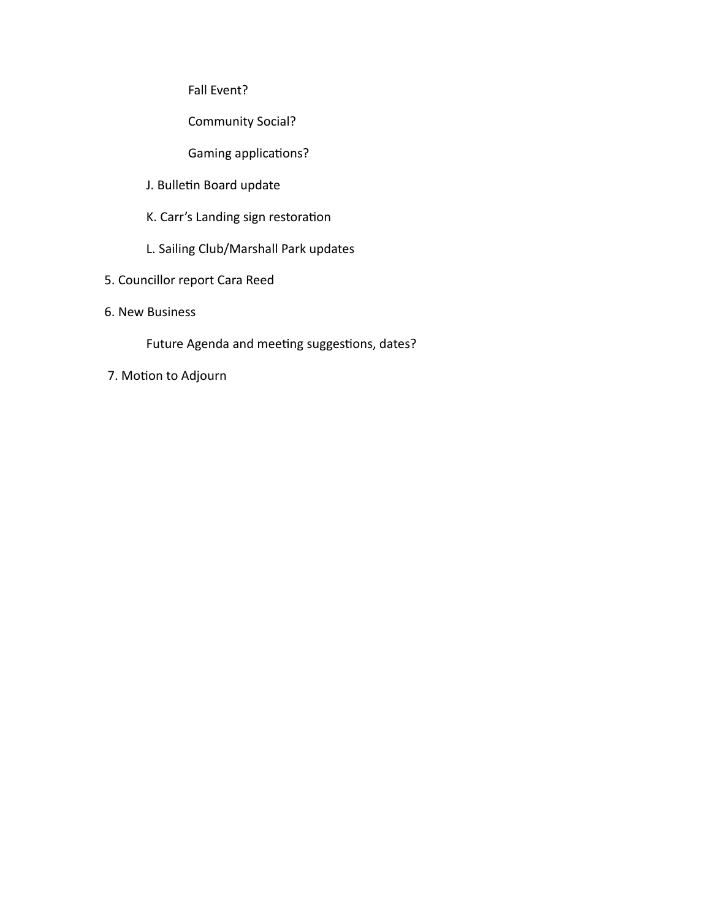Fall Event?

        Community Social?

        Gaming applications?

    J. Bulletin Board update

    K. Carr's Landing sign restoration

    L. Sailing Club/Marshall Park updates

5. Councillor report Cara Reed

6. New Business

    Future Agenda and meeting suggestions, dates?

7. Motion to Adjourn